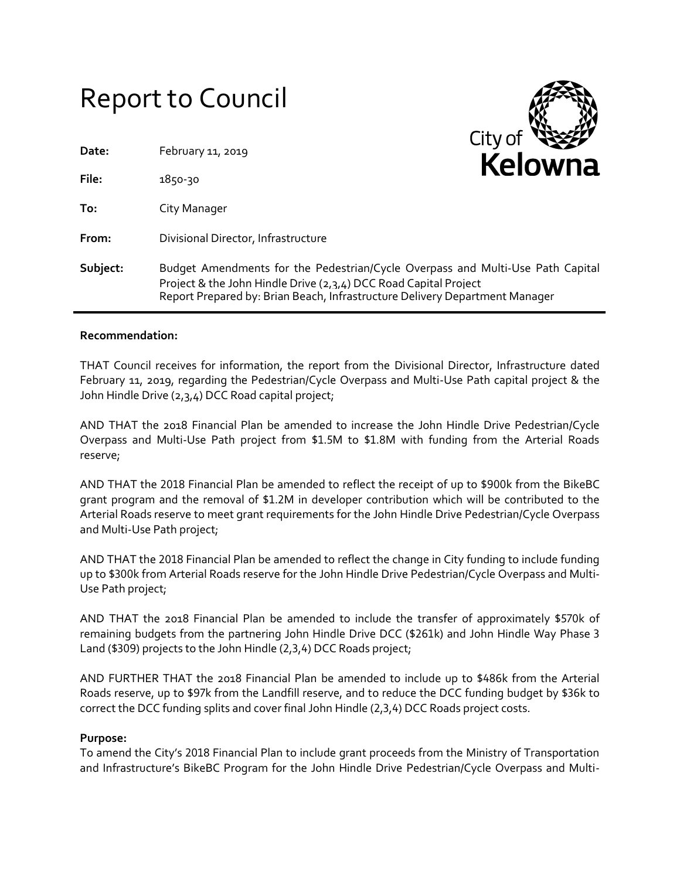# Report to Council

**Date:** February 11, 2019

**File:** 1850-30

**To:** City Manager

**From:** Divisional Director, Infrastructure

**Subject:** Budget Amendments for the Pedestrian/Cycle Overpass and Multi-Use Path Capital Project & the John Hindle Drive (2,3,4) DCC Road Capital Project
Report Prepared by: Brian Beach, Infrastructure Delivery Department Manager

---

**Recommendation:**

THAT Council receives for information, the report from the Divisional Director, Infrastructure dated February 11, 2019, regarding the Pedestrian/Cycle Overpass and Multi-Use Path capital project & the John Hindle Drive (2,3,4) DCC Road capital project;

AND THAT the 2018 Financial Plan be amended to increase the John Hindle Drive Pedestrian/Cycle Overpass and Multi-Use Path project from $1.5M to $1.8M with funding from the Arterial Roads reserve;

AND THAT the 2018 Financial Plan be amended to reflect the receipt of up to $900k from the BikeBC grant program and the removal of $1.2M in developer contribution which will be contributed to the Arterial Roads reserve to meet grant requirements for the John Hindle Drive Pedestrian/Cycle Overpass and Multi-Use Path project;

AND THAT the 2018 Financial Plan be amended to reflect the change in City funding to include funding up to $300k from Arterial Roads reserve for the John Hindle Drive Pedestrian/Cycle Overpass and Multi-Use Path project;

AND THAT the 2018 Financial Plan be amended to include the transfer of approximately $570k of remaining budgets from the partnering John Hindle Drive DCC ($261k) and John Hindle Way Phase 3 Land ($309) projects to the John Hindle (2,3,4) DCC Roads project;

AND FURTHER THAT the 2018 Financial Plan be amended to include up to $486k from the Arterial Roads reserve, up to $97k from the Landfill reserve, and to reduce the DCC funding budget by $36k to correct the DCC funding splits and cover final John Hindle (2,3,4) DCC Roads project costs.

**Purpose:**

To amend the City's 2018 Financial Plan to include grant proceeds from the Ministry of Transportation and Infrastructure's BikeBC Program for the John Hindle Drive Pedestrian/Cycle Overpass and Multi-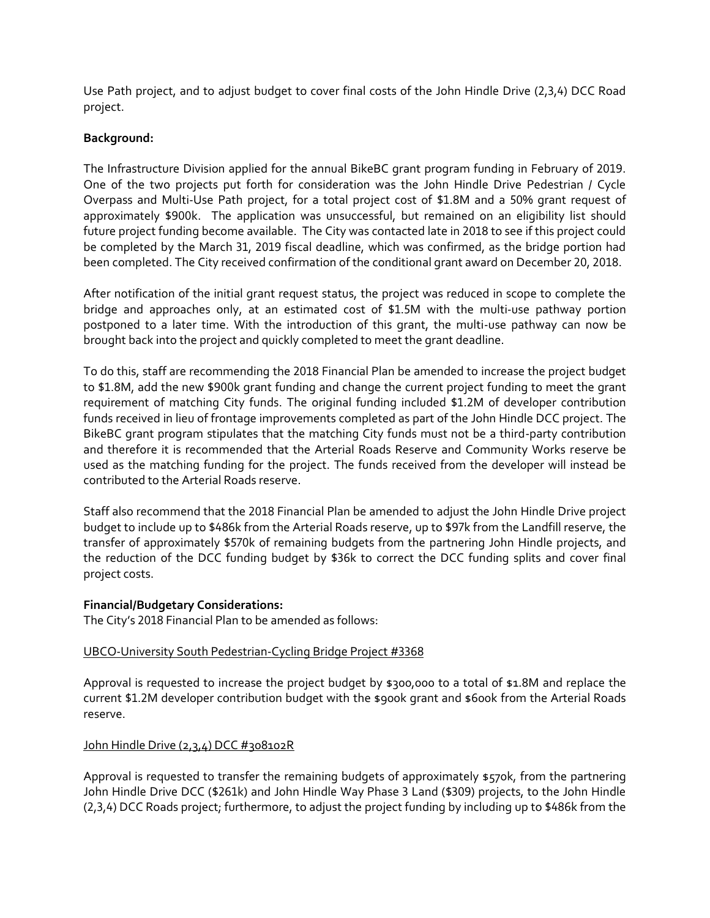Use Path project, and to adjust budget to cover final costs of the John Hindle Drive (2,3,4) DCC Road project.

**Background:**

The Infrastructure Division applied for the annual BikeBC grant program funding in February of 2019. One of the two projects put forth for consideration was the John Hindle Drive Pedestrian / Cycle Overpass and Multi-Use Path project, for a total project cost of $1.8M and a 50% grant request of approximately $900k. The application was unsuccessful, but remained on an eligibility list should future project funding become available. The City was contacted late in 2018 to see if this project could be completed by the March 31, 2019 fiscal deadline, which was confirmed, as the bridge portion had been completed. The City received confirmation of the conditional grant award on December 20, 2018.

After notification of the initial grant request status, the project was reduced in scope to complete the bridge and approaches only, at an estimated cost of $1.5M with the multi-use pathway portion postponed to a later time. With the introduction of this grant, the multi-use pathway can now be brought back into the project and quickly completed to meet the grant deadline.

To do this, staff are recommending the 2018 Financial Plan be amended to increase the project budget to $1.8M, add the new $900k grant funding and change the current project funding to meet the grant requirement of matching City funds. The original funding included $1.2M of developer contribution funds received in lieu of frontage improvements completed as part of the John Hindle DCC project. The BikeBC grant program stipulates that the matching City funds must not be a third-party contribution and therefore it is recommended that the Arterial Roads Reserve and Community Works reserve be used as the matching funding for the project. The funds received from the developer will instead be contributed to the Arterial Roads reserve.

Staff also recommend that the 2018 Financial Plan be amended to adjust the John Hindle Drive project budget to include up to $486k from the Arterial Roads reserve, up to $97k from the Landfill reserve, the transfer of approximately $570k of remaining budgets from the partnering John Hindle projects, and the reduction of the DCC funding budget by $36k to correct the DCC funding splits and cover final project costs.

**Financial/Budgetary Considerations:**

The City's 2018 Financial Plan to be amended as follows:

UBCO-University South Pedestrian-Cycling Bridge Project #3368

Approval is requested to increase the project budget by $300,000 to a total of $1.8M and replace the current $1.2M developer contribution budget with the $900k grant and $600k from the Arterial Roads reserve.

John Hindle Drive (2,3,4) DCC #308102R

Approval is requested to transfer the remaining budgets of approximately $570k, from the partnering John Hindle Drive DCC ($261k) and John Hindle Way Phase 3 Land ($309) projects, to the John Hindle (2,3,4) DCC Roads project; furthermore, to adjust the project funding by including up to $486k from the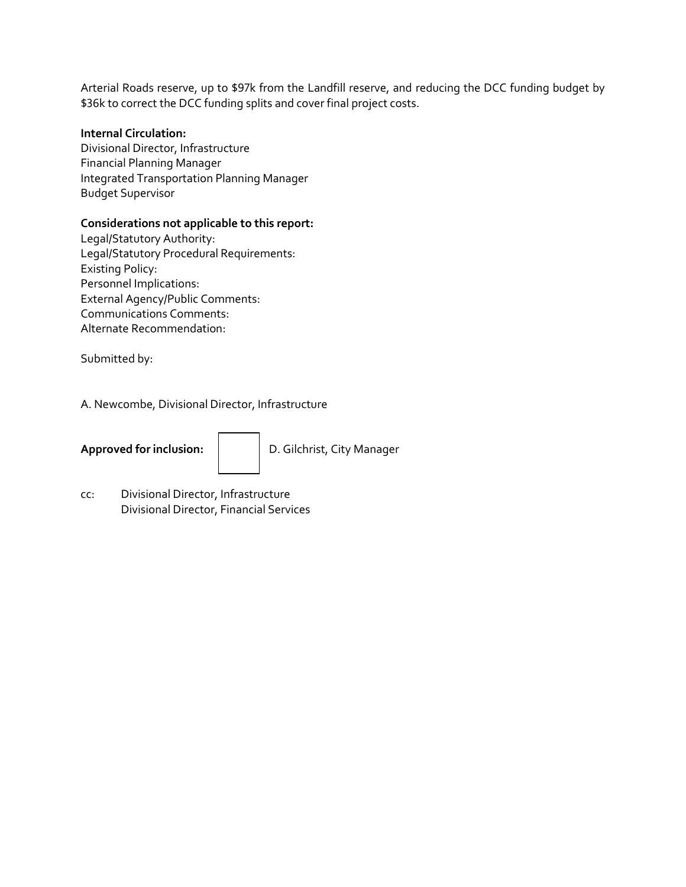Arterial Roads reserve, up to $97k from the Landfill reserve, and reducing the DCC funding budget by $36k to correct the DCC funding splits and cover final project costs.

**Internal Circulation:**
Divisional Director, Infrastructure
Financial Planning Manager
Integrated Transportation Planning Manager
Budget Supervisor

**Considerations not applicable to this report:**
Legal/Statutory Authority:
Legal/Statutory Procedural Requirements:
Existing Policy:
Personnel Implications:
External Agency/Public Comments:
Communications Comments:
Alternate Recommendation:

Submitted by:

A. Newcombe, Divisional Director, Infrastructure

**Approved for inclusion:** D. Gilchrist, City Manager

cc: Divisional Director, Infrastructure
Divisional Director, Financial Services